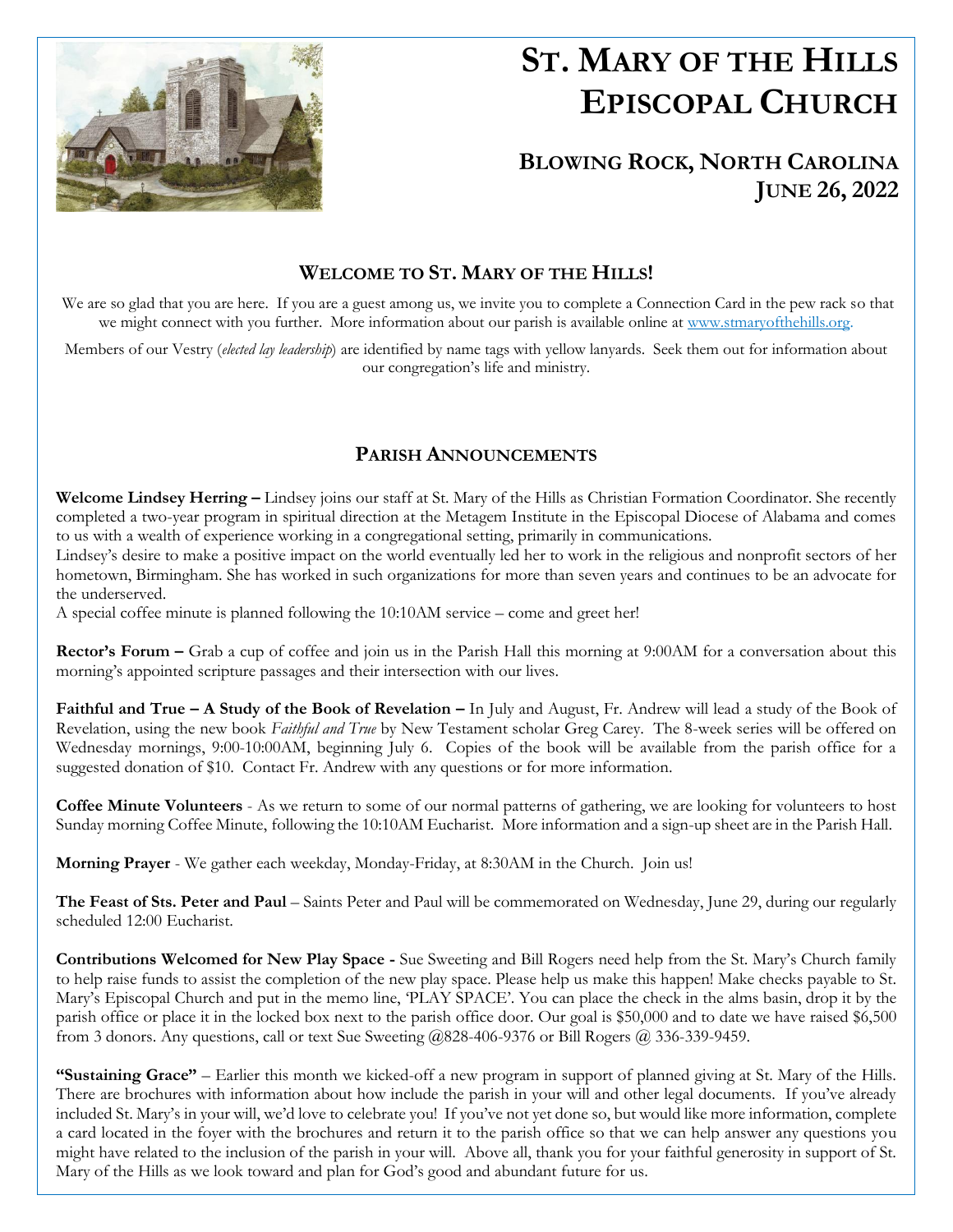# ST. MARY OF THE HILLS EPISCOPAL CHURCH

## BLOWING ROCK, NORTH CAROLINA
## JUNE 26, 2022

### WELCOME TO ST. MARY OF THE HILLS!

We are so glad that you are here. If you are a guest among us, we invite you to complete a Connection Card in the pew rack so that we might connect with you further. More information about our parish is available online at www.stmaryofthehills.org.

Members of our Vestry (*elected lay leadership*) are identified by name tags with yellow lanyards. Seek them out for information about our congregation's life and ministry.

### PARISH ANNOUNCEMENTS

**Welcome Lindsey Herring –** Lindsey joins our staff at St. Mary of the Hills as Christian Formation Coordinator. She recently completed a two-year program in spiritual direction at the Metagem Institute in the Episcopal Diocese of Alabama and comes to us with a wealth of experience working in a congregational setting, primarily in communications.
Lindsey's desire to make a positive impact on the world eventually led her to work in the religious and nonprofit sectors of her hometown, Birmingham. She has worked in such organizations for more than seven years and continues to be an advocate for the underserved.
A special coffee minute is planned following the 10:10AM service – come and greet her!

**Rector's Forum –** Grab a cup of coffee and join us in the Parish Hall this morning at 9:00AM for a conversation about this morning's appointed scripture passages and their intersection with our lives.

**Faithful and True – A Study of the Book of Revelation –** In July and August, Fr. Andrew will lead a study of the Book of Revelation, using the new book *Faithful and True* by New Testament scholar Greg Carey. The 8-week series will be offered on Wednesday mornings, 9:00-10:00AM, beginning July 6. Copies of the book will be available from the parish office for a suggested donation of $10. Contact Fr. Andrew with any questions or for more information.

**Coffee Minute Volunteers** - As we return to some of our normal patterns of gathering, we are looking for volunteers to host Sunday morning Coffee Minute, following the 10:10AM Eucharist. More information and a sign-up sheet are in the Parish Hall.

**Morning Prayer** - We gather each weekday, Monday-Friday, at 8:30AM in the Church. Join us!

**The Feast of Sts. Peter and Paul** – Saints Peter and Paul will be commemorated on Wednesday, June 29, during our regularly scheduled 12:00 Eucharist.

**Contributions Welcomed for New Play Space -** Sue Sweeting and Bill Rogers need help from the St. Mary's Church family to help raise funds to assist the completion of the new play space. Please help us make this happen! Make checks payable to St. Mary's Episcopal Church and put in the memo line, 'PLAY SPACE'. You can place the check in the alms basin, drop it by the parish office or place it in the locked box next to the parish office door. Our goal is $50,000 and to date we have raised $6,500 from 3 donors. Any questions, call or text Sue Sweeting @828-406-9376 or Bill Rogers @ 336-339-9459.

**"Sustaining Grace"** – Earlier this month we kicked-off a new program in support of planned giving at St. Mary of the Hills. There are brochures with information about how include the parish in your will and other legal documents. If you've already included St. Mary's in your will, we'd love to celebrate you! If you've not yet done so, but would like more information, complete a card located in the foyer with the brochures and return it to the parish office so that we can help answer any questions you might have related to the inclusion of the parish in your will. Above all, thank you for your faithful generosity in support of St. Mary of the Hills as we look toward and plan for God's good and abundant future for us.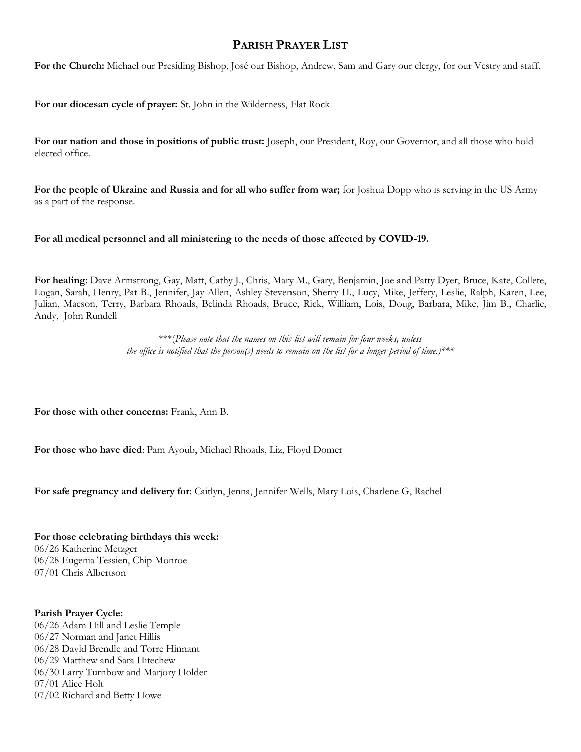# Parish Prayer List

**For the Church:** Michael our Presiding Bishop, José our Bishop, Andrew, Sam and Gary our clergy, for our Vestry and staff.

**For our diocesan cycle of prayer:** St. John in the Wilderness, Flat Rock

**For our nation and those in positions of public trust:** Joseph, our President, Roy, our Governor, and all those who hold elected office.

**For the people of Ukraine and Russia and for all who suffer from war;** for Joshua Dopp who is serving in the US Army as a part of the response.

**For all medical personnel and all ministering to the needs of those affected by COVID-19.**

**For healing**: Dave Armstrong, Gay, Matt, Cathy J., Chris, Mary M., Gary, Benjamin, Joe and Patty Dyer, Bruce, Kate, Collete, Logan, Sarah, Henry, Pat B., Jennifer, Jay Allen, Ashley Stevenson, Sherry H., Lucy, Mike, Jeffery, Leslie, Ralph, Karen, Lee, Julian, Maeson, Terry, Barbara Rhoads, Belinda Rhoads, Bruce, Rick, William, Lois, Doug, Barbara, Mike, Jim B., Charlie, Andy, John Rundell

*\*\*\*(Please note that the names on this list will remain for four weeks, unless the office is notified that the person(s) needs to remain on the list for a longer period of time.)\*\*\**

**For those with other concerns:** Frank, Ann B.

**For those who have died**: Pam Ayoub, Michael Rhoads, Liz, Floyd Domer

**For safe pregnancy and delivery for**: Caitlyn, Jenna, Jennifer Wells, Mary Lois, Charlene G, Rachel

**For those celebrating birthdays this week:**
06/26 Katherine Metzger
06/28 Eugenia Tessien, Chip Monroe
07/01 Chris Albertson

**Parish Prayer Cycle:**
06/26 Adam Hill and Leslie Temple
06/27 Norman and Janet Hillis
06/28 David Brendle and Torre Hinnant
06/29 Matthew and Sara Hitechew
06/30 Larry Turnbow and Marjory Holder
07/01 Alice Holt
07/02 Richard and Betty Howe